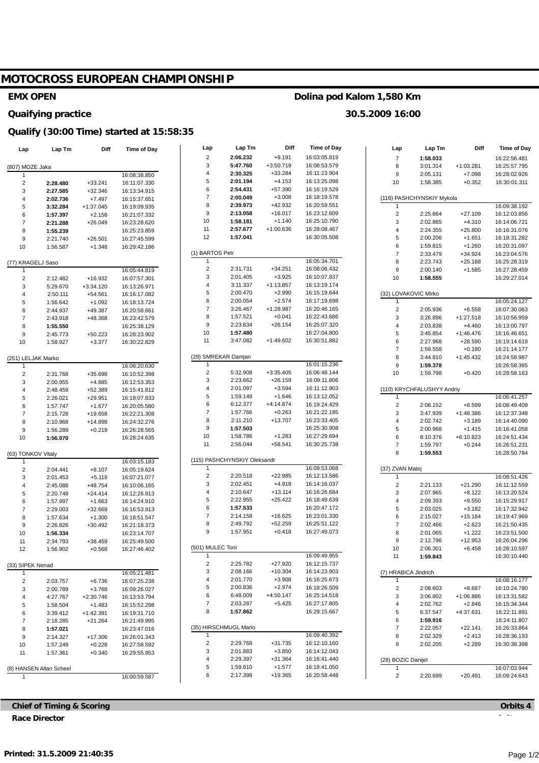# MOTOCROSS EUROPEAN CHAMPIONSHIP

**EMX OPEN** — **Dolina pod Kalom 1,580 Km**

**Quaifying practice** — **30.5.2009 16:00**

**Qualify (30:00 Time) started at 15:58:35**

| Lap | Lap Tm | Diff | Time of Day |
|---|---|---|---|
| **(807) MOZE Jaka** | | | |
| 1 | | | 16:08:38.850 |
| 2 | **2:28.480** | +33.241 | 16:11:07.330 |
| 3 | **2:27.585** | +32.346 | 16:13:34.915 |
| 4 | **2:02.736** | +7.497 | 16:15:37.651 |
| 5 | **3:32.284** | +1:37.045 | 16:19:09.935 |
| 6 | **1:57.397** | +2.158 | 16:21:07.332 |
| 7 | **2:21.288** | +26.049 | 16:23:28.620 |
| 8 | **1:55.239** | | 16:25:23.859 |
| 9 | 2:21.740 | +26.501 | 16:27:45.599 |
| 10 | 1:56.587 | +1.348 | 16:29:42.186 |
| **(77) KRAGELJ Saso** | | | |
| 1 | | | 16:05:44.819 |
| 2 | 2:12.482 | +16.932 | 16:07:57.301 |
| 3 | 5:29.670 | +3:34.120 | 16:13:26.971 |
| 4 | 2:50.111 | +54.561 | 16:16:17.082 |
| 5 | 1:56.642 | +1.092 | 16:18:13.724 |
| 6 | 2:44.937 | +49.387 | 16:20:58.661 |
| 7 | 2:43.918 | +48.368 | 16:23:42.579 |
| 8 | **1:55.550** | | 16:25:38.129 |
| 9 | 2:45.773 | +50.223 | 16:28:23.902 |
| 10 | 1:58.927 | +3.377 | 16:30:22.829 |
| **(251) LELJAK Marko** | | | |
| 1 | | | 16:08:20.630 |
| 2 | 2:31.768 | +35.698 | 16:10:52.398 |
| 3 | 2:00.955 | +4.885 | 16:12:53.353 |
| 4 | 2:48.459 | +52.389 | 16:15:41.812 |
| 5 | 2:26.021 | +29.951 | 16:18:07.833 |
| 6 | 1:57.747 | +1.677 | 16:20:05.580 |
| 7 | 2:15.728 | +19.658 | 16:22:21.308 |
| 8 | 2:10.968 | +14.898 | 16:24:32.276 |
| 9 | 1:56.289 | +0.219 | 16:26:28.565 |
| 10 | **1:56.070** | | 16:28:24.635 |
| **(63) TONKOV Vitaly** | | | |
| 1 | | | 16:03:15.183 |
| 2 | 2:04.441 | +8.107 | 16:05:19.624 |
| 3 | 2:01.453 | +5.119 | 16:07:21.077 |
| 4 | 2:45.088 | +48.754 | 16:10:06.165 |
| 5 | 2:20.748 | +24.414 | 16:12:26.913 |
| 6 | 1:57.997 | +1.663 | 16:14:24.910 |
| 7 | 2:29.003 | +32.669 | 16:16:53.913 |
| 8 | 1:57.634 | +1.300 | 16:18:51.547 |
| 9 | 2:26.826 | +30.492 | 16:21:18.373 |
| 10 | **1:56.334** | | 16:23:14.707 |
| 11 | 2:34.793 | +38.459 | 16:25:49.500 |
| 12 | 1:56.902 | +0.568 | 16:27:46.402 |
| **(33) SIPEK Nenad** | | | |
| 1 | | | 16:05:21.481 |
| 2 | 2:03.757 | +6.736 | 16:07:25.238 |
| 3 | 2:00.789 | +3.768 | 16:09:26.027 |
| 4 | 4:27.767 | +2:30.746 | 16:13:53.794 |
| 5 | 1:58.504 | +1.483 | 16:15:52.298 |
| 6 | 3:39.412 | +1:42.391 | 16:19:31.710 |
| 7 | 2:18.285 | +21.264 | 16:21:49.995 |
| 8 | **1:57.021** | | 16:23:47.016 |
| 9 | 2:14.327 | +17.306 | 16:26:01.343 |
| 10 | 1:57.249 | +0.228 | 16:27:58.592 |
| 11 | 1:57.361 | +0.340 | 16:29:55.953 |
| **(8) HANSEN Allan Scheel** | | | |
| 1 | | | 16:00:59.587 |
| 2 | **2:06.232** | +9.191 | 16:03:05.819 |
| 3 | **5:47.760** | +3:50.719 | 16:08:53.579 |
| 4 | **2:30.325** | +33.284 | 16:11:23.904 |
| 5 | **2:01.194** | +4.153 | 16:13:25.098 |
| 6 | **2:54.431** | +57.390 | 16:16:19.529 |
| 7 | **2:00.049** | +3.008 | 16:18:19.578 |
| 8 | **2:39.973** | +42.932 | 16:20:59.551 |
| 9 | **2:13.058** | +16.017 | 16:23:12.609 |
| 10 | **1:58.181** | +1.140 | 16:25:10.790 |
| 11 | **2:57.677** | +1:00.636 | 16:28:08.467 |
| 12 | **1:57.041** | | 16:30:05.508 |
| **(1) BARTOS Petr** | | | |
| 1 | | | 16:05:34.701 |
| 2 | 2:31.731 | +34.251 | 16:08:06.432 |
| 3 | 2:01.405 | +3.925 | 16:10:07.837 |
| 4 | 3:11.337 | +1:13.857 | 16:13:19.174 |
| 5 | 2:00.470 | +2.990 | 16:15:19.644 |
| 6 | 2:00.054 | +2.574 | 16:17:19.698 |
| 7 | 3:26.467 | +1:28.987 | 16:20:46.165 |
| 8 | 1:57.521 | +0.041 | 16:22:43.686 |
| 9 | 2:23.634 | +26.154 | 16:25:07.320 |
| 10 | **1:57.480** | | 16:27:04.800 |
| 11 | 3:47.082 | +1:49.602 | 16:30:51.882 |
| **(29) SMREKAR Damjan** | | | |
| 1 | | | 16:01:15.236 |
| 2 | 5:32.908 | +3:35.405 | 16:06:48.144 |
| 3 | 2:23.662 | +26.159 | 16:09:11.806 |
| 4 | 2:01.097 | +3.594 | 16:11:12.903 |
| 5 | 1:59.149 | +1.646 | 16:13:12.052 |
| 6 | 6:12.377 | +4:14.874 | 16:19:24.429 |
| 7 | 1:57.766 | +0.263 | 16:21:22.195 |
| 8 | 2:11.210 | +13.707 | 16:23:33.405 |
| 9 | **1:57.503** | | 16:25:30.908 |
| 10 | 1:58.786 | +1.283 | 16:27:29.694 |
| 11 | 2:56.044 | +58.541 | 16:30:25.738 |
| **(115) PASHCHYNSKIY Oleksandr** | | | |
| 1 | | | 16:09:53.068 |
| 2 | 2:20.518 | +22.985 | 16:12:13.586 |
| 3 | 2:02.451 | +4.918 | 16:14:16.037 |
| 4 | 2:10.647 | +13.114 | 16:16:26.684 |
| 5 | 2:22.955 | +25.422 | 16:18:49.639 |
| 6 | **1:57.533** | | 16:20:47.172 |
| 7 | 2:14.158 | +16.625 | 16:23:01.330 |
| 8 | 2:49.792 | +52.259 | 16:25:51.122 |
| 9 | 1:57.951 | +0.418 | 16:27:49.073 |
| **(501) MULEC Toni** | | | |
| 1 | | | 16:09:49.955 |
| 2 | 2:25.782 | +27.920 | 16:12:15.737 |
| 3 | 2:08.166 | +10.304 | 16:14:23.903 |
| 4 | 2:01.770 | +3.908 | 16:16:25.673 |
| 5 | 2:00.836 | +2.974 | 16:18:26.509 |
| 6 | 6:48.009 | +4:50.147 | 16:25:14.518 |
| 7 | 2:03.287 | +5.425 | 16:27:17.805 |
| 8 | **1:57.862** | | 16:29:15.667 |
| **(35) HIRSCHMUGL Mario** | | | |
| 1 | | | 16:09:40.392 |
| 2 | 2:29.768 | +31.735 | 16:12:10.160 |
| 3 | 2:01.883 | +3.850 | 16:14:12.043 |
| 4 | 2:29.397 | +31.364 | 16:16:41.440 |
| 5 | 1:59.610 | +1.577 | 16:18:41.050 |
| 6 | 2:17.398 | +19.365 | 16:20:58.448 |
| 7 | **1:58.033** | | 16:22:56.481 |
| 8 | 3:01.314 | +1:03.281 | 16:25:57.795 |
| 9 | 2:05.131 | +7.098 | 16:28:02.926 |
| 10 | 1:58.385 | +0.352 | 16:30:01.311 |
| **(116) PASHCHYNSKIY Mykola** | | | |
| 1 | | | 16:09:38.192 |
| 2 | 2:25.664 | +27.109 | 16:12:03.856 |
| 3 | 2:02.865 | +4.310 | 16:14:06.721 |
| 4 | 2:24.355 | +25.800 | 16:16:31.076 |
| 5 | 2:00.206 | +1.651 | 16:18:31.282 |
| 6 | 1:59.815 | +1.260 | 16:20:31.097 |
| 7 | 2:33.479 | +34.924 | 16:23:04.576 |
| 8 | 2:23.743 | +25.188 | 16:25:28.319 |
| 9 | 2:00.140 | +1.585 | 16:27:28.459 |
| 10 | **1:58.555** | | 16:29:27.014 |
| **(32) LOVAKOVIC Mirko** | | | |
| 1 | | | 16:05:24.127 |
| 2 | 2:05.936 | +6.558 | 16:07:30.063 |
| 3 | 3:26.896 | +1:27.518 | 16:10:56.959 |
| 4 | 2:03.838 | +4.460 | 16:13:00.797 |
| 5 | 3:45.854 | +1:46.476 | 16:16:46.651 |
| 6 | 2:27.968 | +28.590 | 16:19:14.619 |
| 7 | 1:59.558 | +0.180 | 16:21:14.177 |
| 8 | 3:44.810 | +1:45.432 | 16:24:58.987 |
| 9 | **1:59.378** | | 16:26:58.365 |
| 10 | 1:59.798 | +0.420 | 16:28:58.163 |
| **(110) KRYCHFALUSHYY Andriy** | | | |
| 1 | | | 16:06:41.257 |
| 2 | 2:08.152 | +8.599 | 16:08:49.409 |
| 3 | 3:47.939 | +1:48.386 | 16:12:37.348 |
| 4 | 2:02.742 | +3.189 | 16:14:40.090 |
| 5 | 2:00.968 | +1.415 | 16:16:41.058 |
| 6 | 8:10.376 | +6:10.823 | 16:24:51.434 |
| 7 | 1:59.797 | +0.244 | 16:26:51.231 |
| 8 | **1:59.553** | | 16:28:50.784 |
| **(37) ZVAN Matej** | | | |
| 1 | | | 16:08:51.426 |
| 2 | 2:21.133 | +21.290 | 16:11:12.559 |
| 3 | 2:07.965 | +8.122 | 16:13:20.524 |
| 4 | 2:09.393 | +9.550 | 16:15:29.917 |
| 5 | 2:03.025 | +3.182 | 16:17:32.942 |
| 6 | 2:15.027 | +15.184 | 16:19:47.969 |
| 7 | 2:02.466 | +2.623 | 16:21:50.435 |
| 8 | 2:01.065 | +1.222 | 16:23:51.500 |
| 9 | 2:12.796 | +12.953 | 16:26:04.296 |
| 10 | 2:06.301 | +6.458 | 16:28:10.597 |
| 11 | **1:59.843** | | 16:30:10.440 |
| **(7) HRABICA Jindrich** | | | |
| 1 | | | 16:08:16.177 |
| 2 | 2:08.603 | +8.687 | 16:10:24.780 |
| 3 | 3:06.802 | +1:06.886 | 16:13:31.582 |
| 4 | 2:02.762 | +2.846 | 16:15:34.344 |
| 5 | 6:37.547 | +4:37.631 | 16:22:11.891 |
| 6 | **1:59.916** | | 16:24:11.807 |
| 7 | 2:22.057 | +22.141 | 16:26:33.864 |
| 8 | 2:02.329 | +2.413 | 16:28:36.193 |
| 9 | 2:02.205 | +2.289 | 16:30:38.398 |
| **(28) BOZIC Danijel** | | | |
| 1 | | | 16:07:03.944 |
| 2 | 2:20.699 | +20.491 | 16:09:24.643 |

**Chief of Timing & Scoring** — **Orbits 4**

**Race Director**

**Printed: 31.5.2009 21:40:35**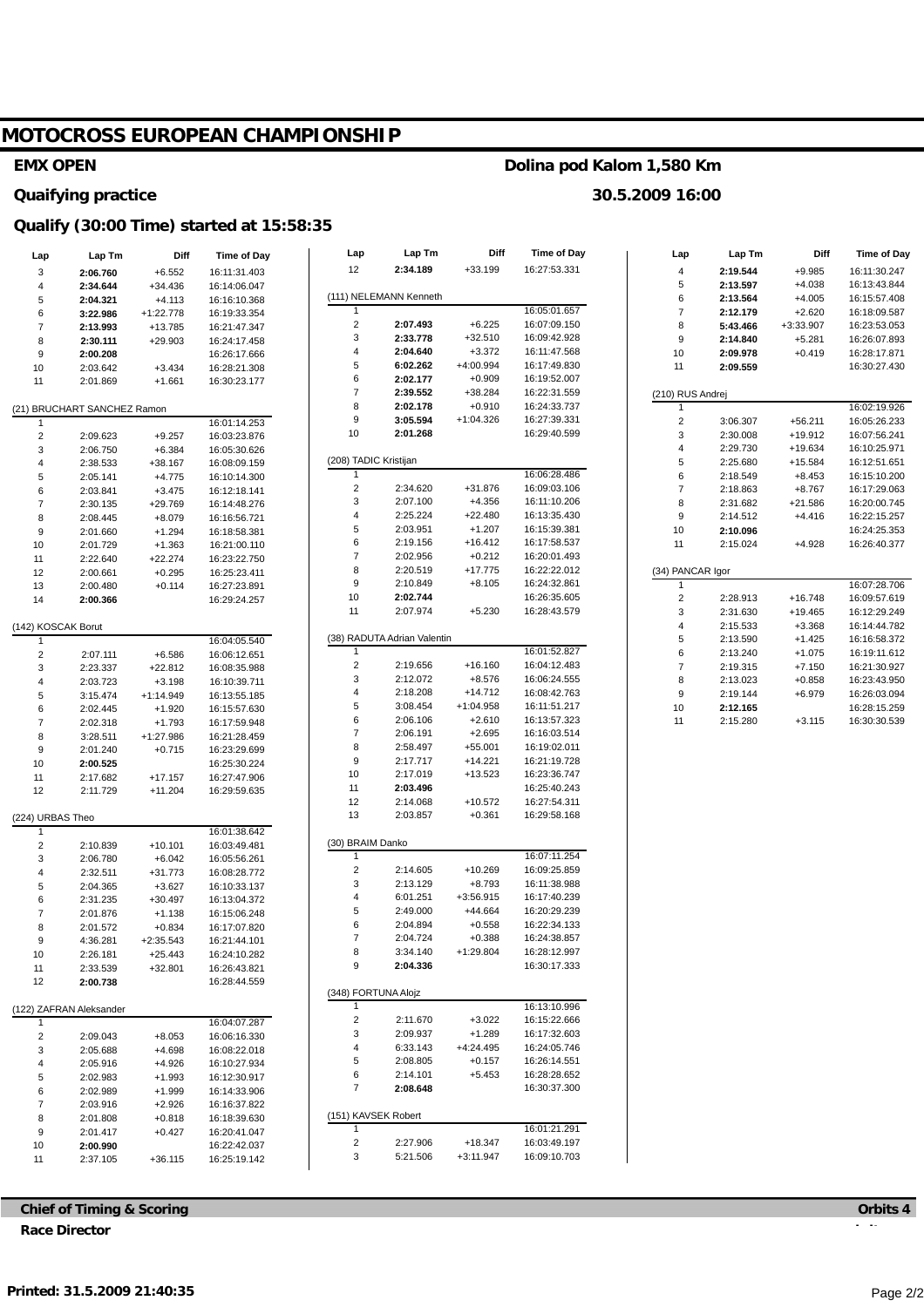# MOTOCROSS EUROPEAN CHAMPIONSHIP

**EMX OPEN** — **Dolina pod Kalom 1,580 Km**

**Quaifying practice** — **30.5.2009 16:00**

**Qualify (30:00 Time) started at 15:58:35**

| Lap | Lap Tm | Diff | Time of Day |
|---|---|---|---|
| 3 | **2:06.760** | +6.552 | 16:11:31.403 |
| 4 | **2:34.644** | +34.436 | 16:14:06.047 |
| 5 | **2:04.321** | +4.113 | 16:16:10.368 |
| 6 | **3:22.986** | +1:22.778 | 16:19:33.354 |
| 7 | **2:13.993** | +13.785 | 16:21:47.347 |
| 8 | **2:30.111** | +29.903 | 16:24:17.458 |
| 9 | **2:00.208** | | 16:26:17.666 |
| 10 | 2:03.642 | +3.434 | 16:28:21.308 |
| 11 | 2:01.869 | +1.661 | 16:30:23.177 |

(21) BRUCHART SANCHEZ Ramon

| Lap | Lap Tm | Diff | Time of Day |
|---|---|---|---|
| 1 | | | 16:01:14.253 |
| 2 | 2:09.623 | +9.257 | 16:03:23.876 |
| 3 | 2:06.750 | +6.384 | 16:05:30.626 |
| 4 | 2:38.533 | +38.167 | 16:08:09.159 |
| 5 | 2:05.141 | +4.775 | 16:10:14.300 |
| 6 | 2:03.841 | +3.475 | 16:12:18.141 |
| 7 | 2:30.135 | +29.769 | 16:14:48.276 |
| 8 | 2:08.445 | +8.079 | 16:16:56.721 |
| 9 | 2:01.660 | +1.294 | 16:18:58.381 |
| 10 | 2:01.729 | +1.363 | 16:21:00.110 |
| 11 | 2:22.640 | +22.274 | 16:23:22.750 |
| 12 | 2:00.661 | +0.295 | 16:25:23.411 |
| 13 | 2:00.480 | +0.114 | 16:27:23.891 |
| 14 | **2:00.366** | | 16:29:24.257 |

(142) KOSCAK Borut

| Lap | Lap Tm | Diff | Time of Day |
|---|---|---|---|
| 1 | | | 16:04:05.540 |
| 2 | 2:07.111 | +6.586 | 16:06:12.651 |
| 3 | 2:23.337 | +22.812 | 16:08:35.988 |
| 4 | 2:03.723 | +3.198 | 16:10:39.711 |
| 5 | 3:15.474 | +1:14.949 | 16:13:55.185 |
| 6 | 2:02.445 | +1.920 | 16:15:57.630 |
| 7 | 2:02.318 | +1.793 | 16:17:59.948 |
| 8 | 3:28.511 | +1:27.986 | 16:21:28.459 |
| 9 | 2:01.240 | +0.715 | 16:23:29.699 |
| 10 | **2:00.525** | | 16:25:30.224 |
| 11 | 2:17.682 | +17.157 | 16:27:47.906 |
| 12 | 2:11.729 | +11.204 | 16:29:59.635 |

(224) URBAS Theo

| Lap | Lap Tm | Diff | Time of Day |
|---|---|---|---|
| 1 | | | 16:01:38.642 |
| 2 | 2:10.839 | +10.101 | 16:03:49.481 |
| 3 | 2:06.780 | +6.042 | 16:05:56.261 |
| 4 | 2:32.511 | +31.773 | 16:08:28.772 |
| 5 | 2:04.365 | +3.627 | 16:10:33.137 |
| 6 | 2:31.235 | +30.497 | 16:13:04.372 |
| 7 | 2:01.876 | +1.138 | 16:15:06.248 |
| 8 | 2:01.572 | +0.834 | 16:17:07.820 |
| 9 | 4:36.281 | +2:35.543 | 16:21:44.101 |
| 10 | 2:26.181 | +25.443 | 16:24:10.282 |
| 11 | 2:33.539 | +32.801 | 16:26:43.821 |
| 12 | **2:00.738** | | 16:28:44.559 |

(122) ZAFRAN Aleksander

| Lap | Lap Tm | Diff | Time of Day |
|---|---|---|---|
| 1 | | | 16:04:07.287 |
| 2 | 2:09.043 | +8.053 | 16:06:16.330 |
| 3 | 2:05.688 | +4.698 | 16:08:22.018 |
| 4 | 2:05.916 | +4.926 | 16:10:27.934 |
| 5 | 2:02.983 | +1.993 | 16:12:30.917 |
| 6 | 2:02.989 | +1.999 | 16:14:33.906 |
| 7 | 2:03.916 | +2.926 | 16:16:37.822 |
| 8 | 2:01.808 | +0.818 | 16:18:39.630 |
| 9 | 2:01.417 | +0.427 | 16:20:41.047 |
| 10 | **2:00.990** | | 16:22:42.037 |
| 11 | 2:37.105 | +36.115 | 16:25:19.142 |

| Lap | Lap Tm | Diff | Time of Day |
|---|---|---|---|
| 12 | **2:34.189** | +33.199 | 16:27:53.331 |

(111) NELEMANN Kenneth

| Lap | Lap Tm | Diff | Time of Day |
|---|---|---|---|
| 1 | | | 16:05:01.657 |
| 2 | **2:07.493** | +6.225 | 16:07:09.150 |
| 3 | **2:33.778** | +32.510 | 16:09:42.928 |
| 4 | **2:04.640** | +3.372 | 16:11:47.568 |
| 5 | **6:02.262** | +4:00.994 | 16:17:49.830 |
| 6 | **2:02.177** | +0.909 | 16:19:52.007 |
| 7 | **2:39.552** | +38.284 | 16:22:31.559 |
| 8 | **2:02.178** | +0.910 | 16:24:33.737 |
| 9 | **3:05.594** | +1:04.326 | 16:27:39.331 |
| 10 | **2:01.268** | | 16:29:40.599 |

(208) TADIC Kristijan

| Lap | Lap Tm | Diff | Time of Day |
|---|---|---|---|
| 1 | | | 16:06:28.486 |
| 2 | 2:34.620 | +31.876 | 16:09:03.106 |
| 3 | 2:07.100 | +4.356 | 16:11:10.206 |
| 4 | 2:25.224 | +22.480 | 16:13:35.430 |
| 5 | 2:03.951 | +1.207 | 16:15:39.381 |
| 6 | 2:19.156 | +16.412 | 16:17:58.537 |
| 7 | 2:02.956 | +0.212 | 16:20:01.493 |
| 8 | 2:20.519 | +17.775 | 16:22:22.012 |
| 9 | 2:10.849 | +8.105 | 16:24:32.861 |
| 10 | **2:02.744** | | 16:26:35.605 |
| 11 | 2:07.974 | +5.230 | 16:28:43.579 |

(38) RADUTA Adrian Valentin

| Lap | Lap Tm | Diff | Time of Day |
|---|---|---|---|
| 1 | | | 16:01:52.827 |
| 2 | 2:19.656 | +16.160 | 16:04:12.483 |
| 3 | 2:12.072 | +8.576 | 16:06:24.555 |
| 4 | 2:18.208 | +14.712 | 16:08:42.763 |
| 5 | 3:08.454 | +1:04.958 | 16:11:51.217 |
| 6 | 2:06.106 | +2.610 | 16:13:57.323 |
| 7 | 2:06.191 | +2.695 | 16:16:03.514 |
| 8 | 2:58.497 | +55.001 | 16:19:02.011 |
| 9 | 2:17.717 | +14.221 | 16:21:19.728 |
| 10 | 2:17.019 | +13.523 | 16:23:36.747 |
| 11 | **2:03.496** | | 16:25:40.243 |
| 12 | 2:14.068 | +10.572 | 16:27:54.311 |
| 13 | 2:03.857 | +0.361 | 16:29:58.168 |

(30) BRAIM Danko

| Lap | Lap Tm | Diff | Time of Day |
|---|---|---|---|
| 1 | | | 16:07:11.254 |
| 2 | 2:14.605 | +10.269 | 16:09:25.859 |
| 3 | 2:13.129 | +8.793 | 16:11:38.988 |
| 4 | 6:01.251 | +3:56.915 | 16:17:40.239 |
| 5 | 2:49.000 | +44.664 | 16:20:29.239 |
| 6 | 2:04.894 | +0.558 | 16:22:34.133 |
| 7 | 2:04.724 | +0.388 | 16:24:38.857 |
| 8 | 3:34.140 | +1:29.804 | 16:28:12.997 |
| 9 | **2:04.336** | | 16:30:17.333 |

(348) FORTUNA Alojz

| Lap | Lap Tm | Diff | Time of Day |
|---|---|---|---|
| 1 | | | 16:13:10.996 |
| 2 | 2:11.670 | +3.022 | 16:15:22.666 |
| 3 | 2:09.937 | +1.289 | 16:17:32.603 |
| 4 | 6:33.143 | +4:24.495 | 16:24:05.746 |
| 5 | 2:08.805 | +0.157 | 16:26:14.551 |
| 6 | 2:14.101 | +5.453 | 16:28:28.652 |
| 7 | **2:08.648** | | 16:30:37.300 |

(151) KAVSEK Robert

| Lap | Lap Tm | Diff | Time of Day |
|---|---|---|---|
| 1 | | | 16:01:21.291 |
| 2 | 2:27.906 | +18.347 | 16:03:49.197 |
| 3 | 5:21.506 | +3:11.947 | 16:09:10.703 |

| Lap | Lap Tm | Diff | Time of Day |
|---|---|---|---|
| 4 | **2:19.544** | +9.985 | 16:11:30.247 |
| 5 | **2:13.597** | +4.038 | 16:13:43.844 |
| 6 | **2:13.564** | +4.005 | 16:15:57.408 |
| 7 | **2:12.179** | +2.620 | 16:18:09.587 |
| 8 | **5:43.466** | +3:33.907 | 16:23:53.053 |
| 9 | **2:14.840** | +5.281 | 16:26:07.893 |
| 10 | **2:09.978** | +0.419 | 16:28:17.871 |
| 11 | **2:09.559** | | 16:30:27.430 |

(210) RUS Andrej

| Lap | Lap Tm | Diff | Time of Day |
|---|---|---|---|
| 1 | | | 16:02:19.926 |
| 2 | 3:06.307 | +56.211 | 16:05:26.233 |
| 3 | 2:30.008 | +19.912 | 16:07:56.241 |
| 4 | 2:29.730 | +19.634 | 16:10:25.971 |
| 5 | 2:25.680 | +15.584 | 16:12:51.651 |
| 6 | 2:18.549 | +8.453 | 16:15:10.200 |
| 7 | 2:18.863 | +8.767 | 16:17:29.063 |
| 8 | 2:31.682 | +21.586 | 16:20:00.745 |
| 9 | 2:14.512 | +4.416 | 16:22:15.257 |
| 10 | **2:10.096** | | 16:24:25.353 |
| 11 | 2:15.024 | +4.928 | 16:26:40.377 |

(34) PANCAR Igor

| Lap | Lap Tm | Diff | Time of Day |
|---|---|---|---|
| 1 | | | 16:07:28.706 |
| 2 | 2:28.913 | +16.748 | 16:09:57.619 |
| 3 | 2:31.630 | +19.465 | 16:12:29.249 |
| 4 | 2:15.533 | +3.368 | 16:14:44.782 |
| 5 | 2:13.590 | +1.425 | 16:16:58.372 |
| 6 | 2:13.240 | +1.075 | 16:19:11.612 |
| 7 | 2:19.315 | +7.150 | 16:21:30.927 |
| 8 | 2:13.023 | +0.858 | 16:23:43.950 |
| 9 | 2:19.144 | +6.979 | 16:26:03.094 |
| 10 | **2:12.165** | | 16:28:15.259 |
| 11 | 2:15.280 | +3.115 | 16:30:30.539 |

**Chief of Timing & Scoring** — **Orbits 4**

**Race Director**

**Printed: 31.5.2009 21:40:35**